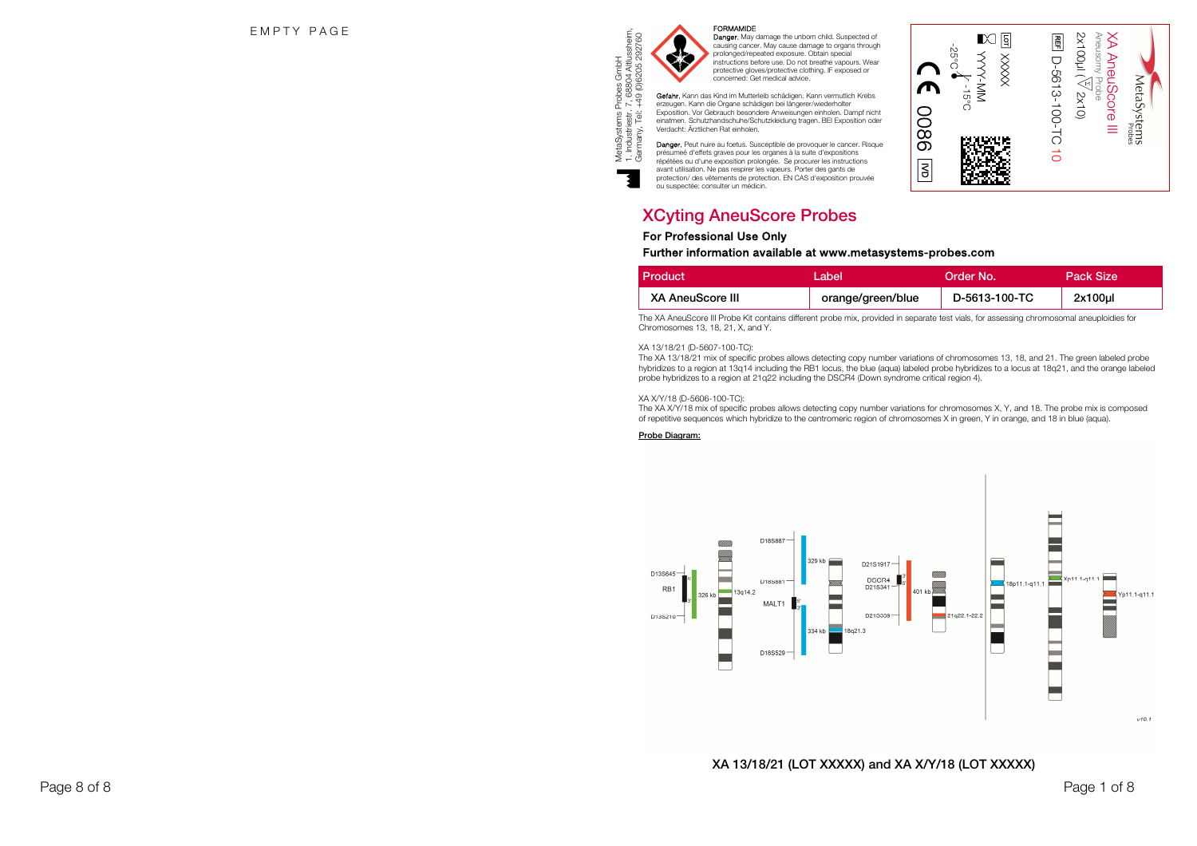EMPTY PAGE

MetaSystems Probes GmbH
1. Industriestr. 7, 68804 Altlussheim,
Germany, Tel: +49 (0)6205 292760

**FORMAMIDE**

**Danger.** May damage the unborn child. Suspected of causing cancer. May cause damage to organs through prolonged/repeated exposure. Obtain special instructions before use. Do not breathe vapours. Wear protective gloves/protective clothing. IF exposed or concerned: Get medical advice.

**Gefahr.** Kann das Kind im Mutterleib schädigen. Kann vermutlich Krebs erzeugen. Kann die Organe schädigen bei längerer/wiederholter Exposition. Vor Gebrauch besondere Anweisungen einholen. Dampf nicht einatmen. Schutzhandschuhe/Schutzkleidung tragen. BEI Exposition oder Verdacht: Ärztlichen Rat einholen.

**Danger.** Peut nuire au foetus. Susceptible de provoquer le cancer. Risque présumé d'effets graves pour les organes à la suite d'expositions répétées ou d'une exposition prolongée. Se procurer les instructions avant utilisation. Ne pas respirer les vapeurs. Porter des gants de protection/ des vêtements de protection. EN CAS d'exposition prouvée ou suspectée: consulter un médecin.

MetaSystems Probes

XA AneuScore III
Aneusomy Probe
2x100µl (Σ 2x10)
REF D-5613-100-TC 10
LOT XXXXX
YYYY-MM
-25°C – -15°C
CE 0086
IVD

# XCyting AneuScore Probes

**For Professional Use Only**

**Further information available at www.metasystems-probes.com**

| Product | Label | Order No. | Pack Size |
|---|---|---|---|
| **XA AneuScore III** | **orange/green/blue** | **D-5613-100-TC** | **2x100µl** |

The XA AneuScore III Probe Kit contains different probe mix, provided in separate test vials, for assessing chromosomal aneuploidies for Chromosomes 13, 18, 21, X, and Y.

XA 13/18/21 (D-5607-100-TC):
The XA 13/18/21 mix of specific probes allows detecting copy number variations of chromosomes 13, 18, and 21. The green labeled probe hybridizes to a region at 13q14 including the RB1 locus, the blue (aqua) labeled probe hybridizes to a locus at 18q21, and the orange labeled probe hybridizes to a region at 21q22 including the DSCR4 (Down syndrome critical region 4).

XA X/Y/18 (D-5606-100-TC):
The XA X/Y/18 mix of specific probes allows detecting copy number variations for chromosomes X, Y, and 18. The probe mix is composed of repetitive sequences which hybridize to the centromeric region of chromosomes X in green, Y in orange, and 18 in blue (aqua).

**Probe Diagram:**

D13S645, RB1, D13S210, 326 kb, 13q14.2; D18S887, D18S881, MALT1, D18S529, 329 kb, 334 kb, 18q21.3; D21S1917, DSCR4, D21S341, D21S009, 401 kb, 21q22.1-22.2; 18p11.1-q11.1; Xp11.1-q11.1; Yp11.1-q11.1

v10.1

**XA 13/18/21 (LOT XXXXX) and XA X/Y/18 (LOT XXXXX)**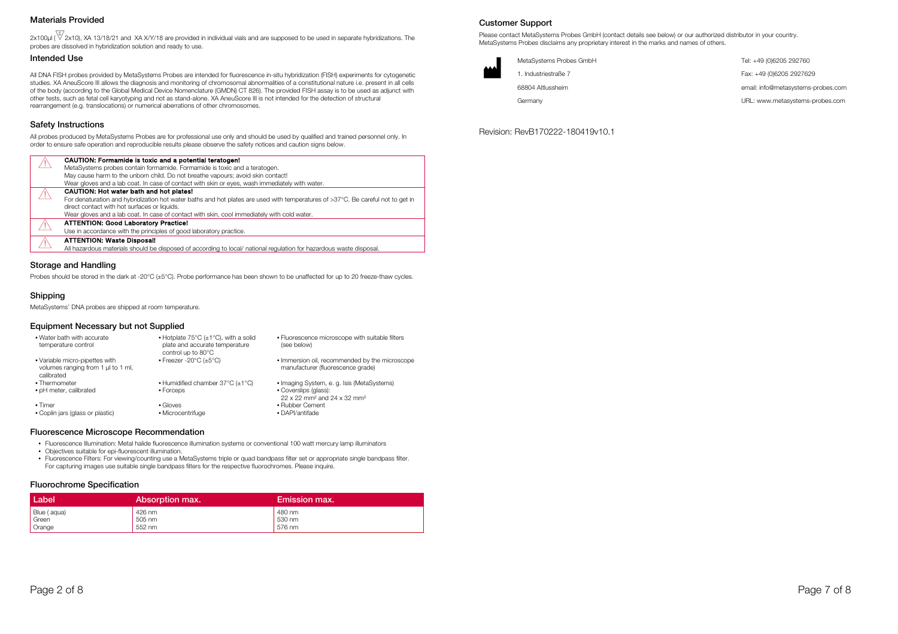## Materials Provided

2x100µl ($\nabla$ 2x10), XA 13/18/21 and XA X/Y/18 are provided in individual vials and are supposed to be used in separate hybridizations. The probes are dissolved in hybridization solution and ready to use.

## Intended Use

All DNA FISH probes provided by MetaSystems Probes are intended for fluorescence in-situ hybridization (FISH) experiments for cytogenetic studies. XA AneuScore III allows the diagnosis and monitoring of chromosomal abnormalities of a constitutional nature i.e. present in all cells of the body (according to the Global Medical Device Nomenclature (GMDN) CT 826). The provided FISH assay is to be used as adjunct with other tests, such as fetal cell karyotyping and not as stand-alone. XA AneuScore III is not intended for the detection of structural rearrangement (e.g. translocations) or numerical aberrations of other chromosomes.

## Safety Instructions

All probes produced by MetaSystems Probes are for professional use only and should be used by qualified and trained personnel only. In order to ensure safe operation and reproducible results please observe the safety notices and caution signs below.

| | |
|---|---|
| ⚠ | **CAUTION: Formamide is toxic and a potential teratogen!**<br>MetaSystems probes contain formamide. Formamide is toxic and a teratogen.<br>May cause harm to the unborn child. Do not breathe vapours; avoid skin contact!<br>Wear gloves and a lab coat. In case of contact with skin or eyes, wash immediately with water. |
| ⚠ | **CAUTION: Hot water bath and hot plates!**<br>For denaturation and hybridization hot water baths and hot plates are used with temperatures of >37°C. Be careful not to get in direct contact with hot surfaces or liquids.<br>Wear gloves and a lab coat. In case of contact with skin, cool immediately with cold water. |
| ⚠ | **ATTENTION: Good Laboratory Practice!**<br>Use in accordance with the principles of good laboratory practice. |
| ⚠ | **ATTENTION: Waste Disposal!**<br>All hazardous materials should be disposed of according to local/ national regulation for hazardous waste disposal. |

## Storage and Handling

Probes should be stored in the dark at -20°C (±5°C). Probe performance has been shown to be unaffected for up to 20 freeze-thaw cycles.

## Shipping

MetaSystems' DNA probes are shipped at room temperature.

## Equipment Necessary but not Supplied

- Water bath with accurate temperature control
- Variable micro-pipettes with volumes ranging from 1 µl to 1 ml, calibrated
- Thermometer
- pH meter, calibrated
- Timer
- Coplin jars (glass or plastic)
- Hotplate 75°C (±1°C), with a solid plate and accurate temperature control up to 80°C
- Freezer -20°C (±5°C)
- Humidified chamber 37°C (±1°C)
- Forceps
- Gloves
- Microcentrifuge
- Fluorescence microscope with suitable filters (see below)
- Immersion oil, recommended by the microscope manufacturer (fluorescence grade)
- Imaging System, e. g. Isis (MetaSystems)
- Coverslips (glass): 22 x 22 mm² and 24 x 32 mm²
- Rubber Cement
- DAPI/antifade

## Fluorescence Microscope Recommendation

- Fluorescence Illumination: Metal halide fluorescence illumination systems or conventional 100 watt mercury lamp illuminators
- Objectives suitable for epi-fluorescent illumination.
- Fluorescence Filters: For viewing/counting use a MetaSystems triple or quad bandpass filter set or appropriate single bandpass filter. For capturing images use suitable single bandpass filters for the respective fluorochromes. Please inquire.

## Fluorochrome Specification

| Label | Absorption max. | Emission max. |
|---|---|---|
| Blue ( aqua) | 426 nm | 480 nm |
| Green | 505 nm | 530 nm |
| Orange | 552 nm | 576 nm |

## Customer Support

Please contact MetaSystems Probes GmbH (contact details see below) or our authorized distributor in your country.
MetaSystems Probes disclaims any proprietary interest in the marks and names of others.

MetaSystems Probes GmbH
1. Industriestraße 7
68804 Altlussheim
Germany

Tel: +49 (0)6205 292760
Fax: +49 (0)6205 2927629
email: info@metasystems-probes.com
URL: www.metasystems-probes.com

Revision: RevB170222-180419v10.1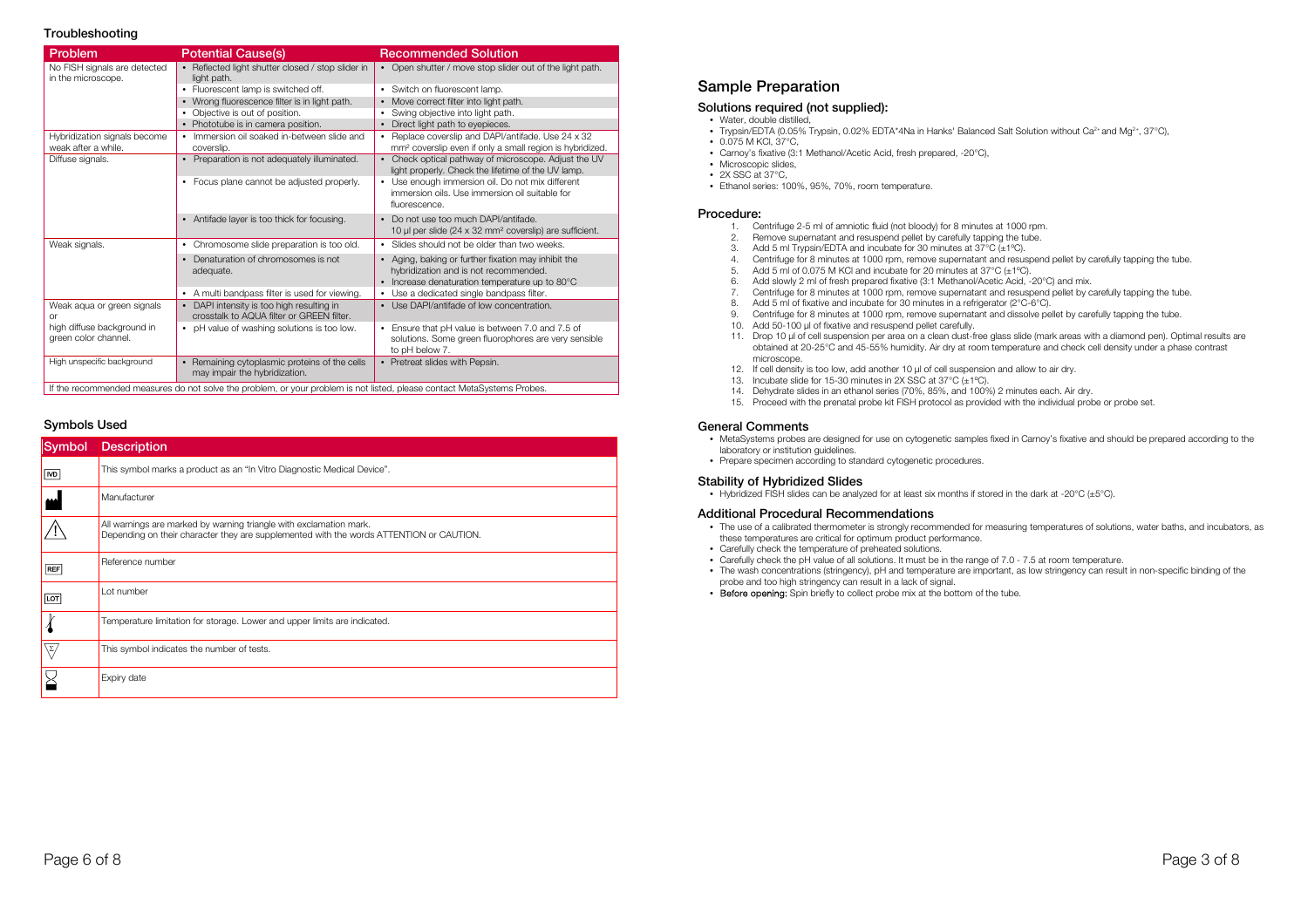## Troubleshooting

| Problem | Potential Cause(s) | Recommended Solution |
|---|---|---|
| No FISH signals are detected in the microscope. | • Reflected light shutter closed / stop slider in light path. | • Open shutter / move stop slider out of the light path. |
| | • Fluorescent lamp is switched off. | • Switch on fluorescent lamp. |
| | • Wrong fluorescence filter is in light path. | • Move correct filter into light path. |
| | • Objective is out of position. | • Swing objective into light path. |
| | • Phototube is in camera position. | • Direct light path to eyepieces. |
| Hybridization signals become weak after a while. | • Immersion oil soaked in-between slide and coverslip. | • Replace coverslip and DAPI/antifade. Use 24 x 32 mm² coverslip even if only a small region is hybridized. |
| Diffuse signals. | • Preparation is not adequately illuminated. | • Check optical pathway of microscope. Adjust the UV light properly. Check the lifetime of the UV lamp. |
| | • Focus plane cannot be adjusted properly. | • Use enough immersion oil. Do not mix different immersion oils. Use immersion oil suitable for fluorescence. |
| | • Antifade layer is too thick for focusing. | • Do not use too much DAPI/antifade. 10 µl per slide (24 x 32 mm² coverslip) are sufficient. |
| Weak signals. | • Chromosome slide preparation is too old. | • Slides should not be older than two weeks. |
| | • Denaturation of chromosomes is not adequate. | • Aging, baking or further fixation may inhibit the hybridization and is not recommended. • Increase denaturation temperature up to 80°C |
| | • A multi bandpass filter is used for viewing. | • Use a dedicated single bandpass filter. |
| Weak aqua or green signals or high diffuse background in green color channel. | • DAPI intensity is too high resulting in crosstalk to AQUA filter or GREEN filter. | • Use DAPI/antifade of low concentration. |
| | • pH value of washing solutions is too low. | • Ensure that pH value is between 7.0 and 7.5 of solutions. Some green fluorophores are very sensible to pH below 7. |
| High unspecific background | • Remaining cytoplasmic proteins of the cells may impair the hybridization. | • Pretreat slides with Pepsin. |

If the recommended measures do not solve the problem, or your problem is not listed, please contact MetaSystems Probes.

## Symbols Used

| Symbol | Description |
|---|---|
| IVD | This symbol marks a product as an "In Vitro Diagnostic Medical Device". |
| (Manufacturer symbol) | Manufacturer |
| ⚠ | All warnings are marked by warning triangle with exclamation mark. Depending on their character they are supplemented with the words ATTENTION or CAUTION. |
| REF | Reference number |
| LOT | Lot number |
| (Temperature symbol) | Temperature limitation for storage. Lower and upper limits are indicated. |
| Σ | This symbol indicates the number of tests. |
| (Hourglass symbol) | Expiry date |

## Sample Preparation

### Solutions required (not supplied):

- Water, double distilled,
- Trypsin/EDTA (0.05% Trypsin, 0.02% EDTA*4Na in Hanks' Balanced Salt Solution without $Ca^{2+}$ and $Mg^{2+}$, 37°C),
- 0.075 M KCl, 37°C,
- Carnoy's fixative (3:1 Methanol/Acetic Acid, fresh prepared, -20°C),
- Microscopic slides,
- 2X SSC at 37°C,
- Ethanol series: 100%, 95%, 70%, room temperature.

### Procedure:

1. Centrifuge 2-5 ml of amniotic fluid (not bloody) for 8 minutes at 1000 rpm.
2. Remove supernatant and resuspend pellet by carefully tapping the tube.
3. Add 5 ml Trypsin/EDTA and incubate for 30 minutes at 37°C (±1°C).
4. Centrifuge for 8 minutes at 1000 rpm, remove supernatant and resuspend pellet by carefully tapping the tube.
5. Add 5 ml of 0.075 M KCl and incubate for 20 minutes at 37°C (±1°C).
6. Add slowly 2 ml of fresh prepared fixative (3:1 Methanol/Acetic Acid, -20°C) and mix.
7. Centrifuge for 8 minutes at 1000 rpm, remove supernatant and resuspend pellet by carefully tapping the tube.
8. Add 5 ml of fixative and incubate for 30 minutes in a refrigerator (2°C-6°C).
9. Centrifuge for 8 minutes at 1000 rpm, remove supernatant and dissolve pellet by carefully tapping the tube.
10. Add 50-100 µl of fixative and resuspend pellet carefully.
11. Drop 10 µl of cell suspension per area on a clean dust-free glass slide (mark areas with a diamond pen). Optimal results are obtained at 20-25°C and 45-55% humidity. Air dry at room temperature and check cell density under a phase contrast microscope.
12. If cell density is too low, add another 10 µl of cell suspension and allow to air dry.
13. Incubate slide for 15-30 minutes in 2X SSC at 37°C (±1°C).
14. Dehydrate slides in an ethanol series (70%, 85%, and 100%) 2 minutes each. Air dry.
15. Proceed with the prenatal probe kit FISH protocol as provided with the individual probe or probe set.

### General Comments

- MetaSystems probes are designed for use on cytogenetic samples fixed in Carnoy's fixative and should be prepared according to the laboratory or institution guidelines.
- Prepare specimen according to standard cytogenetic procedures.

### Stability of Hybridized Slides

- Hybridized FISH slides can be analyzed for at least six months if stored in the dark at -20°C (±5°C).

### Additional Procedural Recommendations

- The use of a calibrated thermometer is strongly recommended for measuring temperatures of solutions, water baths, and incubators, as these temperatures are critical for optimum product performance.
- Carefully check the temperature of preheated solutions.
- Carefully check the pH value of all solutions. It must be in the range of 7.0 - 7.5 at room temperature.
- The wash concentrations (stringency), pH and temperature are important, as low stringency can result in non-specific binding of the probe and too high stringency can result in a lack of signal.
- **Before opening:** Spin briefly to collect probe mix at the bottom of the tube.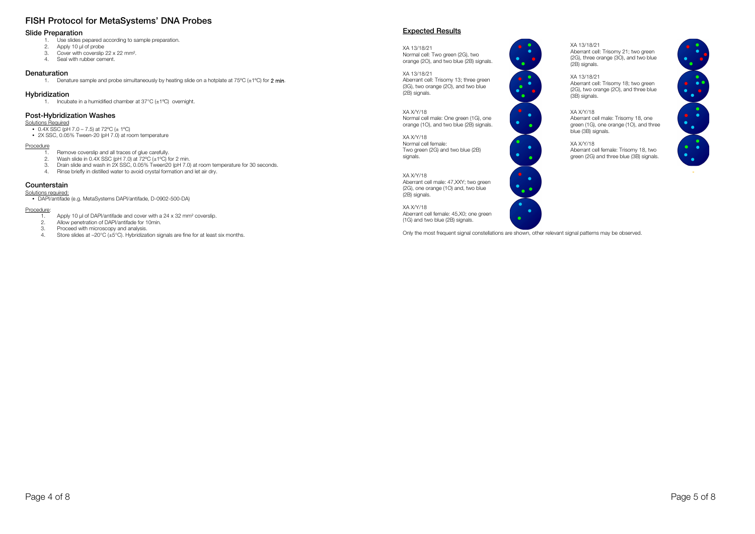# FISH Protocol for MetaSystems' DNA Probes

## Slide Preparation

1. Use slides pepared according to sample preparation.
2. Apply 10 µl of probe
3. Cover with coverslip 22 x 22 mm².
4. Seal with rubber cement.

## Denaturation

1. Denature sample and probe simultaneously by heating slide on a hotplate at 75ºC (±1ºC) for **2 min**.

## Hybridization

1. Incubate in a humidified chamber at 37°C (±1ºC) overnight.

## Post-Hybridization Washes

Solutions Required

- 0.4X SSC (pH 7.0 – 7.5) at 72ºC (± 1ºC)
- 2X SSC, 0.05% Tween-20 (pH 7.0) at room temperature

Procedure

1. Remove coverslip and all traces of glue carefully.
2. Wash slide in 0.4X SSC (pH 7.0) at 72ºC (±1ºC) for 2 min.
3. Drain slide and wash in 2X SSC, 0.05% Tween20 (pH 7.0) at room temperature for 30 seconds.
4. Rinse briefly in distilled water to avoid crystal formation and let air dry.

## Counterstain

Solutions required:

- DAPI/antifade (e.g. MetaSystems DAPI/antifade, D-0902-500-DA)

Procedure:

1. Apply 10 µl of DAPI/antifade and cover with a 24 x 32 mm² coverslip.
2. Allow penetration of DAPI/antifade for 10min.
3. Proceed with microscopy and analysis.
4. Store slides at –20°C (±5°C). Hybridization signals are fine for at least six months.

## Expected Results

XA 13/18/21
Normal cell: Two green (2G), two orange (2O), and two blue (2B) signals.

XA 13/18/21
Aberrant cell: Trisomy 13; three green (3G), two orange (2O), and two blue (2B) signals.

XA X/Y/18
Normal cell male: One green (1G), one orange (1O), and two blue (2B) signals.

XA X/Y/18
Normal cell female:
Two green (2G) and two blue (2B) signals.

XA X/Y/18
Aberrant cell male: 47,XXY; two green (2G), one orange (1O) and, two blue (2B) signals.

XA X/Y/18
Aberrant cell female: 45,X0; one green (1G) and two blue (2B) signals.

XA 13/18/21
Aberrant cell: Trisomy 21; two green (2G), three orange (3O), and two blue (2B) signals.

XA 13/18/21
Aberrant cell: Trisomy 18; two green (2G), two orange (2O), and three blue (3B) signals.

XA X/Y/18
Aberrant cell male: Trisomy 18, one green (1G), one orange (1O), and three blue (3B) signals.

XA X/Y/18
Aberrant cell female: Trisomy 18, two green (2G) and three blue (3B) signals.

Only the most frequent signal constellations are shown, other relevant signal patterns may be observed.